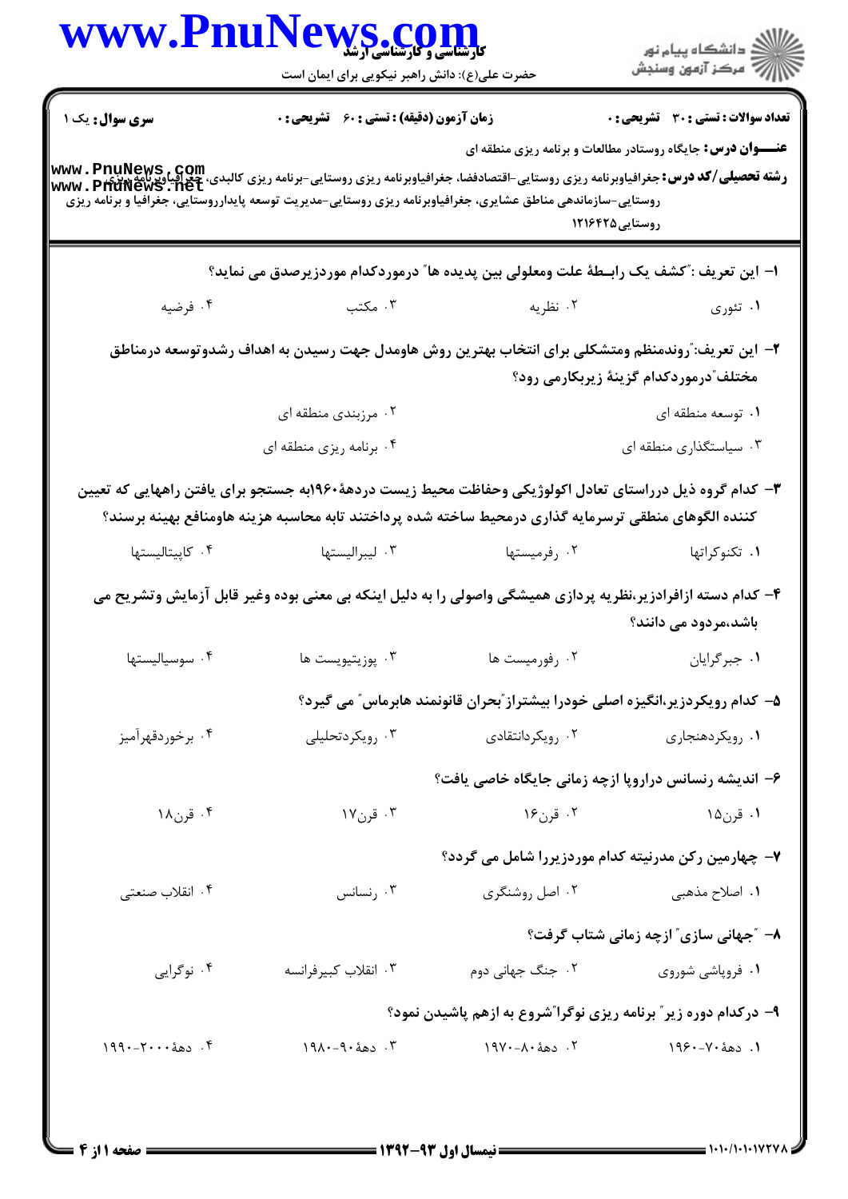**سری سوال:** یک ۱

**زمان آزمون (دقیقه) : تستی : ۶۰ تشریحی : ۰**

**تعداد سوالات : تستی : ۳۰ تشریحی : ۰**

**عنـــوان درس:** جایگاه روستادر مطالعات و برنامه ریزی منطقه ای

**رشته تحصیلی/کد درس:** جغرافیاوبرنامه ریزی روستایی-اقتصادفضا، جغرافیاوبرنامه ریزی روستایی-برنامه ریزی کالبدی، جغرافیاوبرنامه ریزی روستایی-سازماندهی مناطق عشایری، جغرافیاوبرنامه ریزی روستایی-مدیریت توسعه پایدارروستایی، جغرافیا و برنامه ریزی روستایی ۱۲۱۶۴۲۵

۱- این تعریف :"کشف یک رابــطهٔ علت ومعلولی بین پدیده ها" درموردکدام موردزیرصدق می نماید؟

۱. تئوری
۲. نظریه
۳. مکتب
۴. فرضیه

۲- این تعریف:"روندمنظم ومتشکلی برای انتخاب بهترین روش هاومدل جهت رسیدن به اهداف رشدوتوسعه درمناطق مختلف"درموردکدام گزینهٔ زیربکارمی رود؟

۱. توسعه منطقه ای
۲. مرزبندی منطقه ای
۳. سیاستگذاری منطقه ای
۴. برنامه ریزی منطقه ای

۳- کدام گروه ذیل درراستای تعادل اکولوژیکی وحفاظت محیط زیست دردههٔ۱۹۶۰به جستجو برای یافتن راههایی که تعیین کننده الگوهای منطقی ترسرمایه گذاری درمحیط ساخته شده پرداختند تابه محاسبه هزینه هاومنافع بهینه برسند؟

۱. تکنوکراتها
۲. رفرمیستها
۳. لیبرالیستها
۴. کاپیتالیستها

۴- کدام دسته ازافرادزیر،نظریه پردازی همیشگی واصولی را به دلیل اینکه بی معنی بوده وغیر قابل آزمایش وتشریح می باشد،مردود می دانند؟

۱. جبرگرایان
۲. رفورمیست ها
۳. پوزیتیویست ها
۴. سوسیالیستها

۵- کدام رویکردزیر،انگیزه اصلی خودرا بیشتراز"بحران قانونمند هابرماس" می گیرد؟

۱. رویکردهنجاری
۲. رویکردانتقادی
۳. رویکردتحلیلی
۴. برخوردقهرآمیز

۶- اندیشه رنسانس دراروپا ازچه زمانی جایگاه خاصی یافت؟

۱. قرن۱۵
۲. قرن۱۶
۳. قرن۱۷
۴. قرن۱۸

۷- چهارمین رکن مدرنیته کدام موردزیررا شامل می گردد؟

۱. اصلاح مذهبی
۲. اصل روشنگری
۳. رنسانس
۴. انقلاب صنعتی

۸- "جهانی سازی" ازچه زمانی شتاب گرفت؟

۱. فروپاشی شوروی
۲. جنگ جهانی دوم
۳. انقلاب کبیرفرانسه
۴. نوگرایی

۹- درکدام دوره زیر" برنامه ریزی نوگرا"شروع به ازهم پاشیدن نمود؟

۱. دههٔ ۷۰-۱۹۶۰
۲. دههٔ ۸۰-۱۹۷۰
۳. دههٔ ۹۰-۱۹۸۰
۴. دههٔ ۲۰۰۰-۱۹۹۰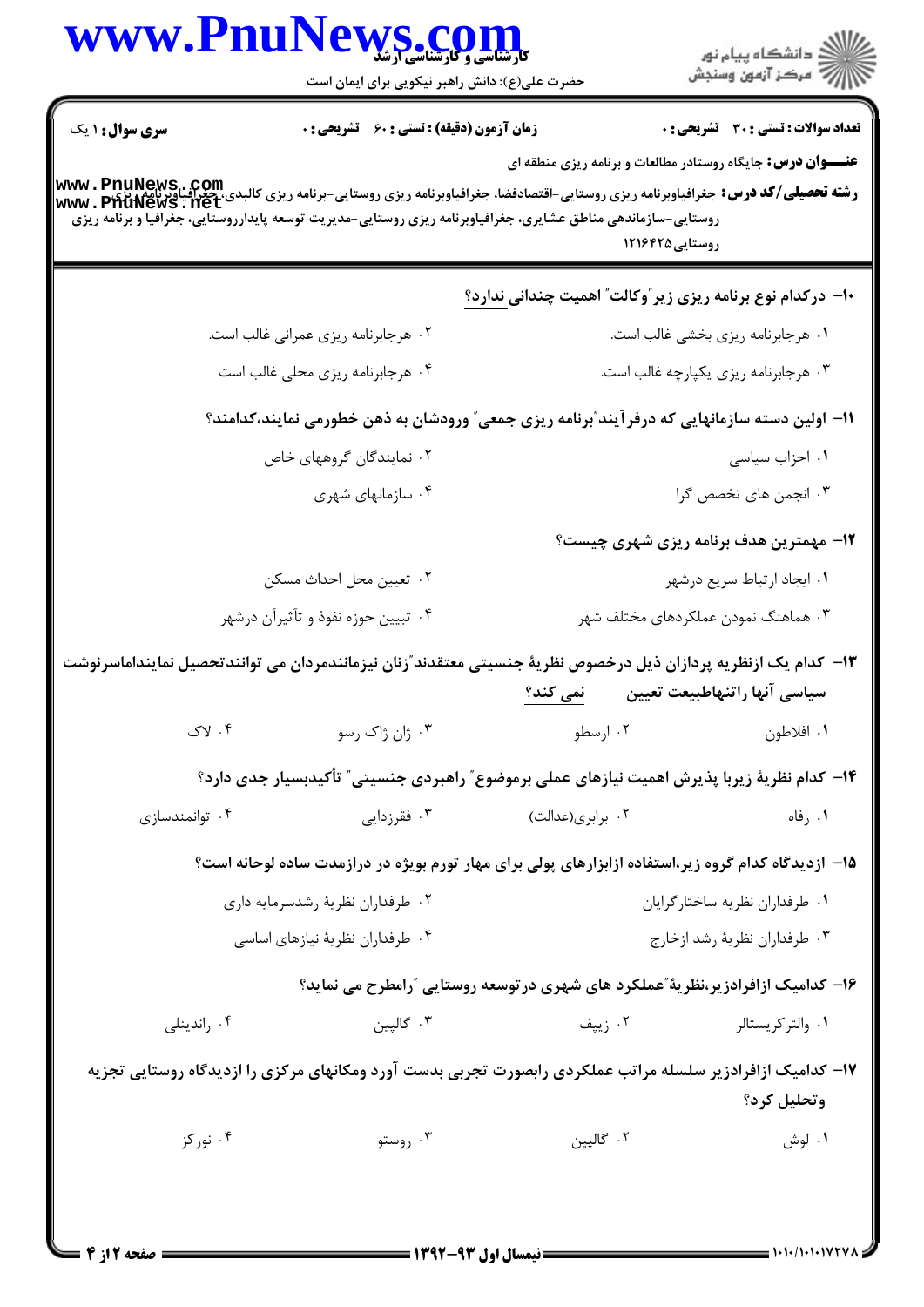**سری سؤال:** ۱ یک | **زمان آزمون (دقیقه) : تستی :** ۶۰ **تشریحی :** ۰ | **تعداد سوالات : تستی :** ۳۰ **تشریحی :** ۰

**عنـــوان درس:** جایگاه روستادر مطالعات و برنامه ریزی منطقه ای

**رشته تحصیلی/کد درس:** جغرافیاوبرنامه ریزی روستایی-اقتصادفضا، جغرافیاوبرنامه ریزی روستایی-برنامه ریزی کالبدی،جغرافیاوبرنامه ریزی روستایی-سازماندهی مناطق عشایری، جغرافیاوبرنامه ریزی روستایی-مدیریت توسعه پایدارروستایی، جغرافیا و برنامه ریزی روستایی۱۲۱۶۴۲۵

۱۰- درکدام نوع برنامه ریزی زیر"وکالت" اهمیت چندانی ندارد؟

۱. هرجابرنامه ریزی بخشی غالب است.
۲. هرجابرنامه ریزی عمرانی غالب است.
۳. هرجابرنامه ریزی یکپارچه غالب است.
۴. هرجابرنامه ریزی محلی غالب است

۱۱- اولین دسته سازمانهایی که درفرآیند"برنامه ریزی جمعی" ورودشان به ذهن خطورمی نمایند،کدامند؟

۱. احزاب سیاسی
۲. نمایندگان گروههای خاص
۳. انجمن های تخصص گرا
۴. سازمانهای شهری

۱۲- مهمترین هدف برنامه ریزی شهری چیست؟

۱. ایجاد ارتباط سریع درشهر
۲. تعیین محل احداث مسکن
۳. هماهنگ نمودن عملکردهای مختلف شهر
۴. تبیین حوزه نفوذ و تآثیرآن درشهر

۱۳- کدام یک ازنظریه پردازان ذیل درخصوص نظریهٔ جنسیتی معتقدند"زنان نیزمانندمردان می توانندتحصیل نمایندامااسرنوشت سیاسی آنها راتنهاطبیعت تعیین نمی کند؟

۱. افلاطون
۲. ارسطو
۳. ژان ژاک رسو
۴. لاک

۱۴- کدام نظریهٔ زیربا پذیرش اهمیت نیازهای عملی برموضوع" راهبردی جنسیتی" تأکیدبسیار جدی دارد؟

۱. رفاه
۲. برابری(عدالت)
۳. فقرزدایی
۴. توانمندسازی

۱۵- ازدیدگاه کدام گروه زیر،استفاده ازابزارهای پولی برای مهار تورم بویژه در درازمدت ساده لوحانه است؟

۱. طرفداران نظریه ساختارگرایان
۲. طرفداران نظریهٔ رشدسرمایه داری
۳. طرفداران نظریهٔ رشد ازخارج
۴. طرفداران نظریهٔ نیازهای اساسی

۱۶- کدامیک ازافرادزیر،نظریهٔ"عملکرد های شهری درتوسعه روستایی "رامطرح می نماید؟

۱. والترکریستالر
۲. زیپف
۳. گالپین
۴. راندینلی

۱۷- کدامیک ازافرادزیر سلسله مراتب عملکردی رابصورت تجربی بدست آورد ومکانهای مرکزی را ازدیدگاه روستایی تجزیه وتحلیل کرد؟

۱. لوش
۲. گالپین
۳. روستو
۴. نورکز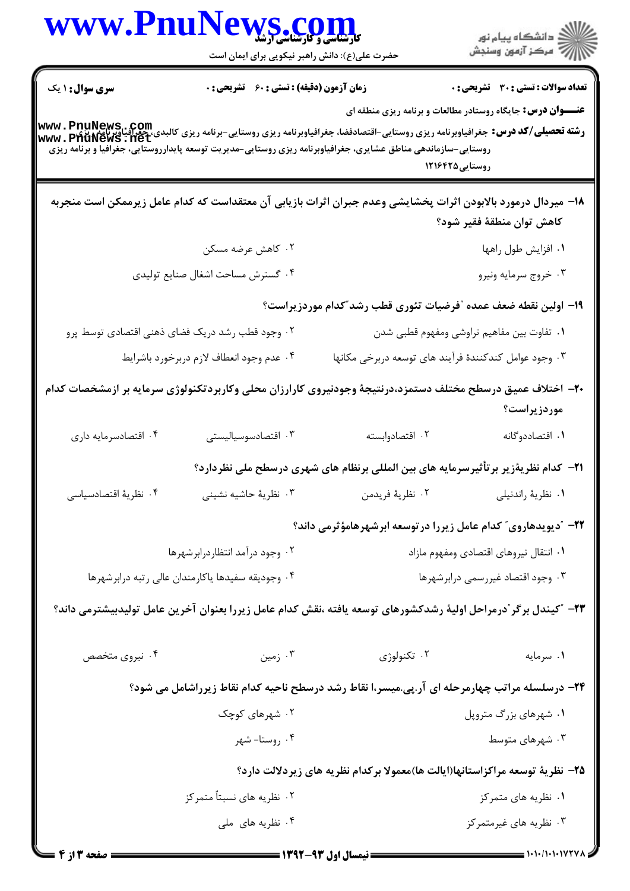**سری سوال:** ۱ یک　　**زمان آزمون (دقیقه) : تستی :** ۶۰ **تشریحی :** ۰　　**تعداد سوالات : تستی :** ۳۰ **تشریحی :** ۰

**عنـــوان درس:** جایگاه روستادر مطالعات و برنامه ریزی منطقه ای

**رشته تحصیلی/کد درس:** جغرافیاوبرنامه ریزی روستایی-اقتصادفضا، جغرافیاوبرنامه ریزی روستایی-برنامه ریزی کالبدی، جغرافیاوبرنامه ریزی روستایی-سازماندهی مناطق عشایری، جغرافیاوبرنامه ریزی روستایی-مدیریت توسعه پایدارروستایی، جغرافیا و برنامه ریزی روستایی۱۲۱۶۴۲۵

۱۸- میردال درمورد بالابودن اثرات پخشایشی وعدم جبران اثرات بازیابی آن معتقداست که کدام عامل زیرممکن است منجربه کاهش توان منطقهٔ فقیر شود؟

۱. افزایش طول راهها
۲. کاهش عرضه مسکن
۳. خروج سرمایه ونیرو
۴. گسترش مساحت اشغال صنایع تولیدی

۱۹- اولین نقطه ضعف عمده "فرضیات تئوری قطب رشد"کدام موردزیراست؟

۱. تفاوت بین مفاهیم تراوشی ومفهوم قطبی شدن
۲. وجود قطب رشد دریک فضای ذهنی اقتصادی توسط پرو
۳. وجود عوامل کندکنندهٔ فرآیند های توسعه دربرخی مکانها
۴. عدم وجود انعطاف لازم دربرخورد باشرایط

۲۰- اختلاف عمیق درسطح مختلف دستمزد،درنتیجهٔ وجودنیروی کارارزان محلی وکاربردتکنولوژی سرمایه بر ازمشخصات کدام موردزیراست؟

۱. اقتصاددوگانه
۲. اقتصادوابسته
۳. اقتصادسوسیالیستی
۴. اقتصادسرمایه داری

۲۱- کدام نظریهٔزیر برتأثیرسرمایه های بین المللی برنظام های شهری درسطح ملی نظردارد؟

۱. نظریهٔ راندیلی
۲. نظریهٔ فریدمن
۳. نظریهٔ حاشیه نشینی
۴. نظریهٔ اقتصادسیاسی

۲۲- "دیویدهاروی" کدام عامل زیررا درتوسعه ابرشهرهامؤثرمی داند؟

۱. انتقال نیروهای اقتصادی ومفهوم مازاد
۲. وجود درآمد انتظاردرابرشهرها
۳. وجود اقتصاد غیررسمی درابرشهرها
۴. وجودیقه سفیدها یاکارمندان عالی رتبه درابرشهرها

۲۳- "کیندل برگر"درمراحل اولیهٔ رشدکشورهای توسعه یافته ،نقش کدام عامل زیررا بعنوان آخرین عامل تولیدبیشترمی داند؟

۱. سرمایه
۲. تکنولوژی
۳. زمین
۴. نیروی متخصص

۲۴- درسلسله مراتب چهارمرحله ای آر.پی.میسرا، نقاط رشد درسطح ناحیه کدام نقاط زیراشامل می شود؟

۱. شهرهای بزرگ متروپل
۲. شهرهای کوچک
۳. شهرهای متوسط
۴. روستا- شهر

۲۵- نظریهٔ توسعه مراکزاستانها(ایالت ها)معمولا برکدام نظریه های زیردلالت دارد؟

۱. نظریه های متمرکز
۲. نظریه های نسبتاً متمرکز
۳. نظریه های غیرمتمرکز
۴. نظریه های ملی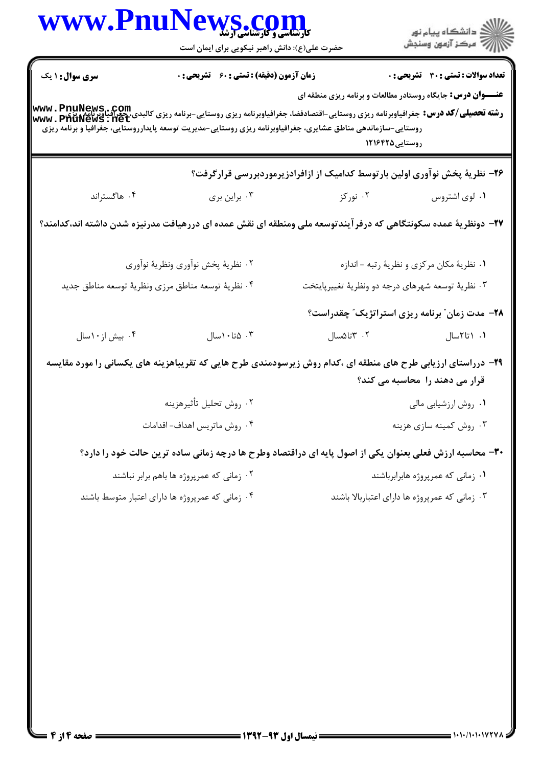سری سوال: ۱ یک | زمان آزمون (دقیقه) : تستی : ۶۰ تشریحی : ۰ | تعداد سوالات : تستی : ۳۰ تشریحی : ۰

**عنـــوان درس:** جایگاه روستادر مطالعات و برنامه ریزی منطقه ای

**رشته تحصیلی/کد درس:** جغرافیاوبرنامه ریزی روستایی-اقتصادفضا، جغرافیاوبرنامه ریزی روستایی-برنامه ریزی کالبدی، جغرافیاوبرنامه ریزی روستایی-سازماندهی مناطق عشایری، جغرافیاوبرنامه ریزی روستایی-مدیریت توسعه پایدارروستایی، جغرافیا و برنامه ریزی روستایی۱۲۱۶۴۲۵

**۲۶- نظریهٔ پخش نوآوری اولین بارتوسط کدامیک از ازافرادزیرموردبررسی قرارگرفت؟**

۱. لوی اشتروس
۲. نورکز
۳. براین بری
۴. هاگستراند

**۲۷- دونظریهٔ عمده سکونتگاهی که درفرآیندتوسعه ملی ومنطقه ای نقش عمده ای دررهیافت مدرنیزه شدن داشته اند،کدامند؟**

۱. نظریهٔ مکان مرکزی و نظریهٔ رتبه - اندازه
۲. نظریهٔ پخش نوآوری ونظریهٔ نوآوری
۳. نظریهٔ توسعه شهرهای درجه دو ونظریهٔ تغییرپایتخت
۴. نظریهٔ توسعه مناطق مرزی ونظریهٔ توسعه مناطق جدید

**۲۸- مدت زمان" برنامه ریزی استراتژیک" چقدراست؟**

۱. ۱تا۲سال
۲. ۳تا۵سال
۳. ۵تا۱۰سال
۴. بیش از۱۰سال

**۲۹- درراستای ارزیابی طرح های منطقه ای ،کدام روش زیرسودمندی طرح هایی که تقریباهزینه های یکسانی را مورد مقایسه قرار می دهند را محاسبه می کند؟**

۱. روش ارزشیابی مالی
۲. روش تحلیل تأثیرهزینه
۳. روش کمینه سازی هزینه
۴. روش ماتریس اهداف- اقدامات

**۳۰- محاسبه ارزش فعلی بعنوان یکی از اصول پایه ای دراقتصاد وطرح ها درچه زمانی ساده ترین حالت خود را دارد؟**

۱. زمانی که عمرپروژه هابرابرباشند
۲. زمانی که عمرپروژه ها باهم برابر نباشند
۳. زمانی که عمرپروژه ها دارای اعتباربالا باشند
۴. زمانی که عمرپروژه ها دارای اعتبار متوسط باشند